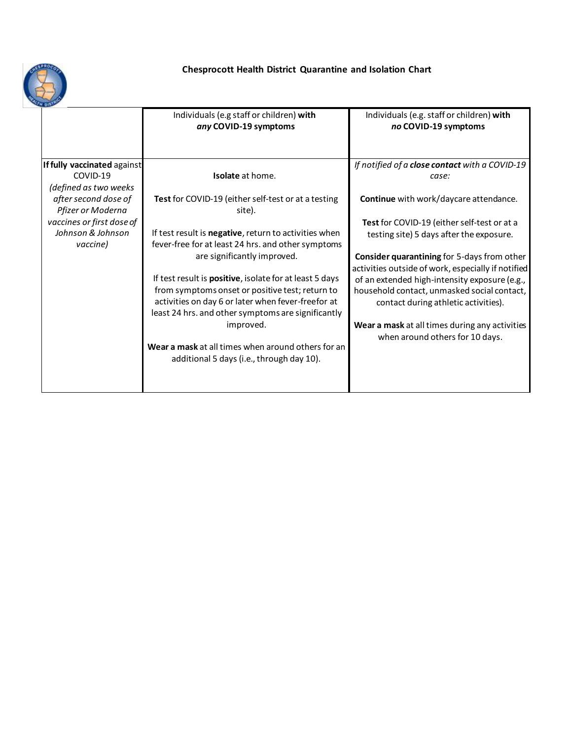# Chesprocott Health District Quarantine and Isolation Chart

| | Individuals (e.g staff or children) **with** ***any*** **COVID-19 symptoms** | Individuals (e.g. staff or children) **with** ***no*** **COVID-19 symptoms** |
|---|---|---|
| **If fully vaccinated** against COVID-19 *(defined as two weeks after second dose of Pfizer or Moderna vaccines or first dose of Johnson & Johnson vaccine)* | **Isolate** at home.<br><br>**Test** for COVID-19 (either self-test or at a testing site).<br><br>If test result is **negative**, return to activities when fever-free for at least 24 hrs. and other symptoms are significantly improved.<br><br>If test result is **positive**, isolate for at least 5 days from symptoms onset or positive test; return to activities on day 6 or later when fever-freefor at least 24 hrs. and other symptoms are significantly improved.<br><br>**Wear a mask** at all times when around others for an additional 5 days (i.e., through day 10). | *If notified of a* ***close contact*** *with a COVID-19 case:*<br><br>**Continue** with work/daycare attendance.<br><br>**Test** for COVID-19 (either self-test or at a testing site) 5 days after the exposure.<br><br>**Consider quarantining** for 5-days from other activities outside of work, especially if notified of an extended high-intensity exposure (e.g., household contact, unmasked social contact, contact during athletic activities).<br><br>**Wear a mask** at all times during any activities when around others for 10 days. |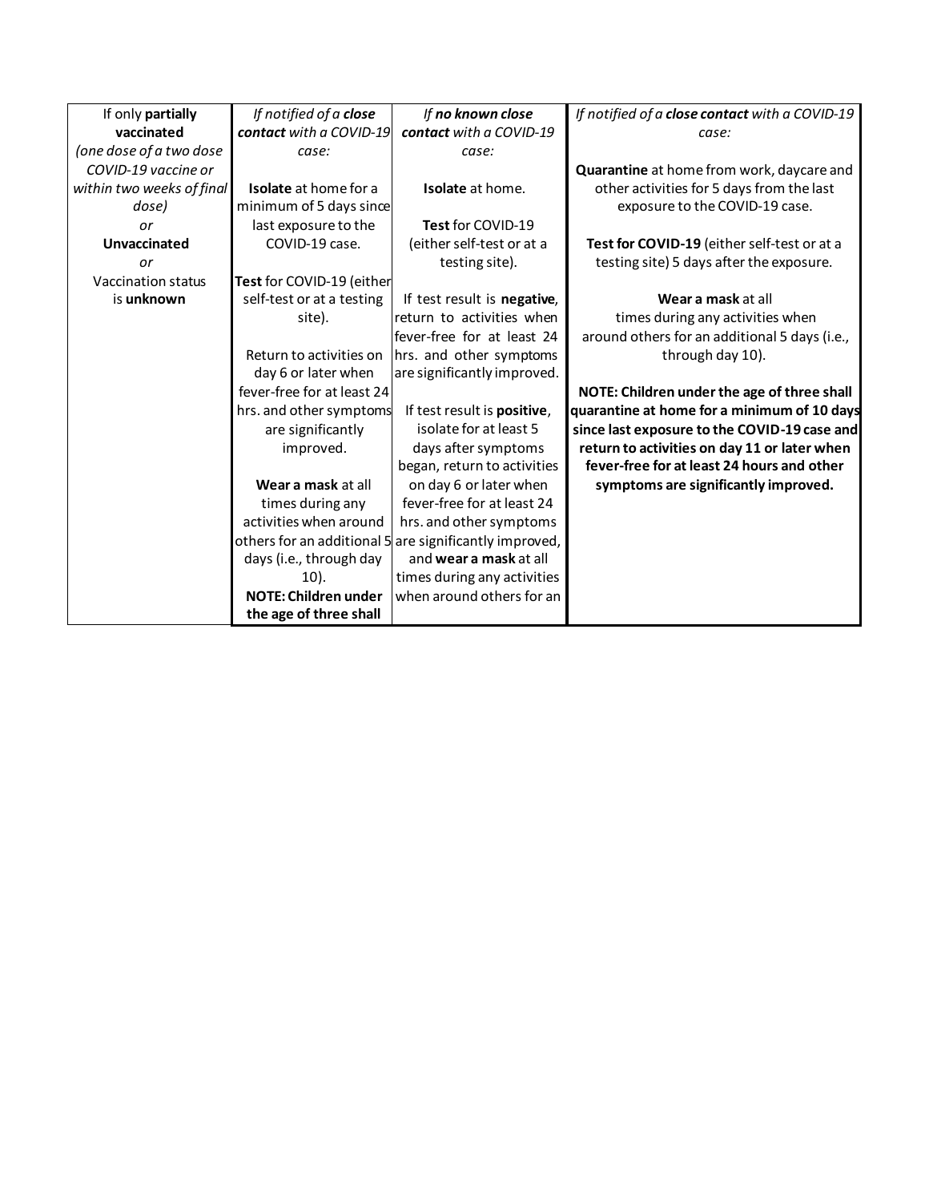| If only **partially vaccinated** *(one dose of a two dose COVID-19 vaccine or within two weeks of final dose)* *or* **Unvaccinated** *or* Vaccination status is **unknown** | *If notified of a **close contact** with a COVID-19 case:* **Isolate** at home for a minimum of 5 days since last exposure to the COVID-19 case. **Test** for COVID-19 (either self-test or at a testing site). Return to activities on day 6 or later when fever-free for at least 24 hrs. and other symptoms are significantly improved. **Wear a mask** at all times during any activities when around others for an additional 5 days (i.e., through day 10). **NOTE: Children under the age of three shall** | *If **no known close contact** with a COVID-19 case:* **Isolate** at home. **Test** for COVID-19 (either self-test or at a testing site). If test result is **negative**, return to activities when fever-free for at least 24 hrs. and other symptoms are significantly improved. If test result is **positive**, isolate for at least 5 days after symptoms began, return to activities on day 6 or later when fever-free for at least 24 hrs. and other symptoms are significantly improved, and **wear a mask** at all times during any activities when around others for an | *If notified of a **close contact** with a COVID-19 case:* **Quarantine** at home from work, daycare and other activities for 5 days from the last exposure to the COVID-19 case. **Test for COVID-19** (either self-test or at a testing site) 5 days after the exposure. **Wear a mask** at all times during any activities when around others for an additional 5 days (i.e., through day 10). **NOTE: Children under the age of three shall quarantine at home for a minimum of 10 days since last exposure to the COVID-19 case and return to activities on day 11 or later when fever-free for at least 24 hours and other symptoms are significantly improved.** |
|---|---|---|---|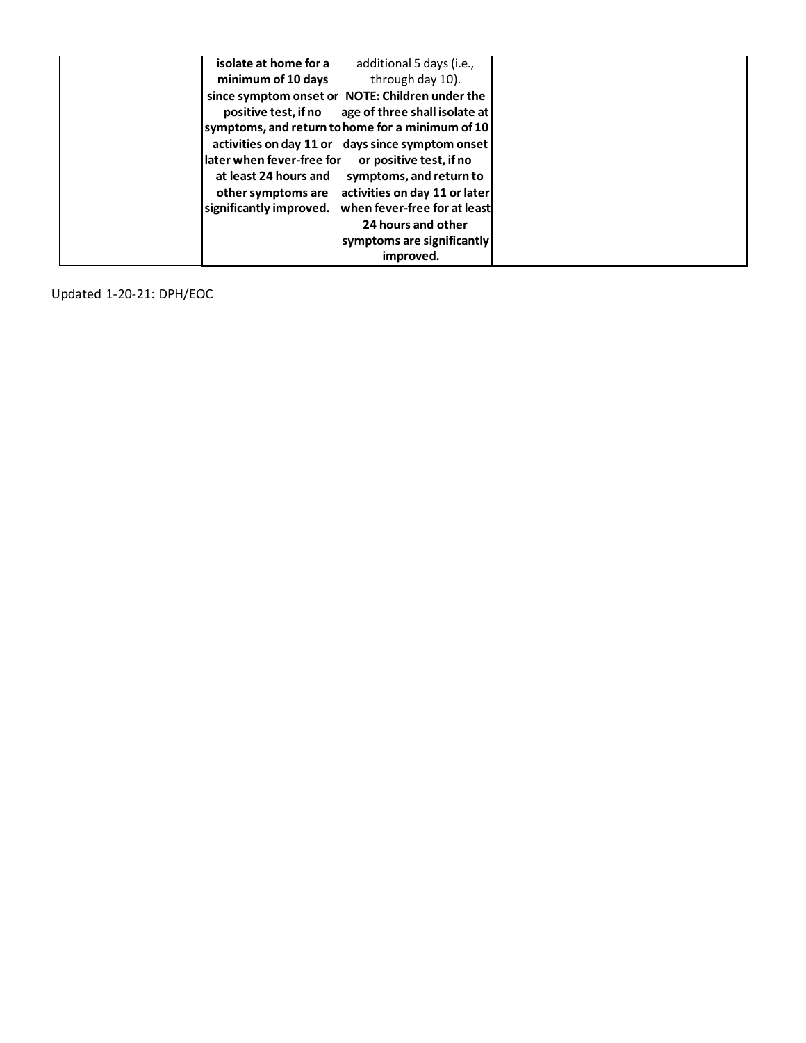| | | | |
|---|---|---|---|
| | **isolate at home for a minimum of 10 days since symptom onset or positive test, if no symptoms, and return to activities on day 11 or later when fever-free for at least 24 hours and other symptoms are significantly improved.** | additional 5 days (i.e., through day 10). **NOTE: Children under the age of three shall isolate at home for a minimum of 10 days since symptom onset or positive test, if no symptoms, and return to activities on day 11 or later when fever-free for at least 24 hours and other symptoms are significantly improved.** | |

Updated 1-20-21: DPH/EOC